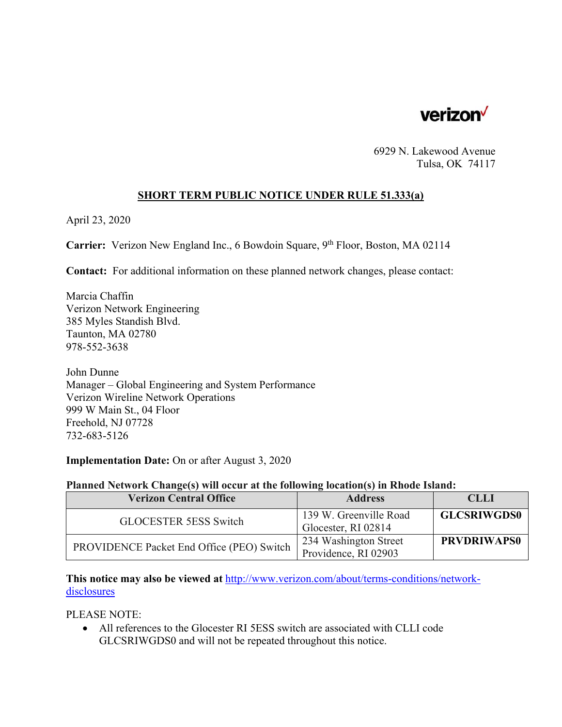verizon✓

6929 N. Lakewood Avenue
Tulsa, OK 74117

## SHORT TERM PUBLIC NOTICE UNDER RULE 51.333(a)

April 23, 2020

**Carrier:** Verizon New England Inc., 6 Bowdoin Square, 9th Floor, Boston, MA 02114

**Contact:** For additional information on these planned network changes, please contact:

Marcia Chaffin
Verizon Network Engineering
385 Myles Standish Blvd.
Taunton, MA 02780
978-552-3638

John Dunne
Manager – Global Engineering and System Performance
Verizon Wireline Network Operations
999 W Main St., 04 Floor
Freehold, NJ 07728
732-683-5126

**Implementation Date:** On or after August 3, 2020

**Planned Network Change(s) will occur at the following location(s) in Rhode Island:**

| Verizon Central Office | Address | CLLI |
|---|---|---|
| GLOCESTER 5ESS Switch | 139 W. Greenville Road Glocester, RI 02814 | **GLCSRIWGDS0** |
| PROVIDENCE Packet End Office (PEO) Switch | 234 Washington Street Providence, RI 02903 | **PRVDRIWAPS0** |

**This notice may also be viewed at** http://www.verizon.com/about/terms-conditions/network-disclosures

PLEASE NOTE:

- All references to the Glocester RI 5ESS switch are associated with CLLI code GLCSRIWGDS0 and will not be repeated throughout this notice.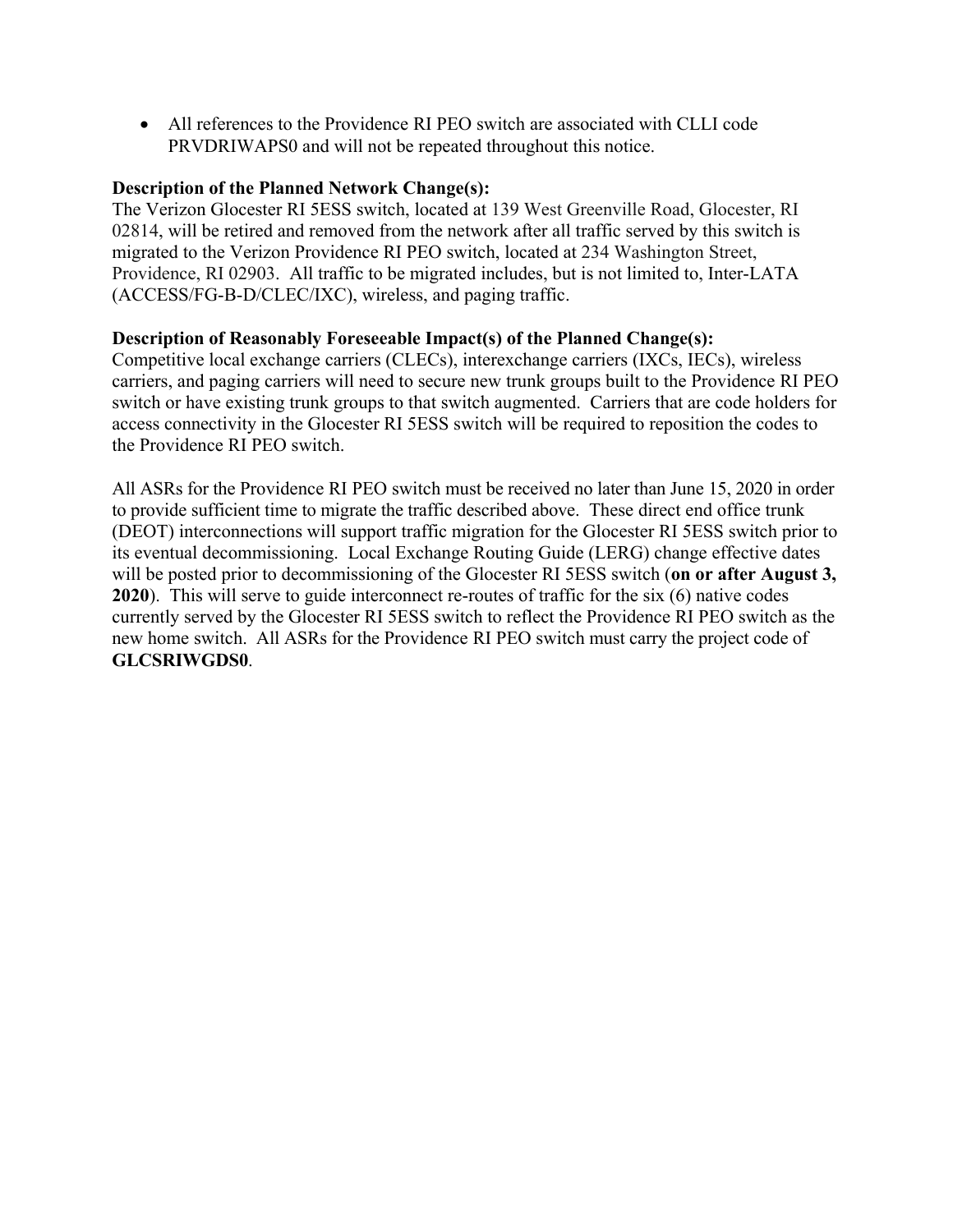- All references to the Providence RI PEO switch are associated with CLLI code PRVDRIWAPS0 and will not be repeated throughout this notice.

**Description of the Planned Network Change(s):**
The Verizon Glocester RI 5ESS switch, located at 139 West Greenville Road, Glocester, RI 02814, will be retired and removed from the network after all traffic served by this switch is migrated to the Verizon Providence RI PEO switch, located at 234 Washington Street, Providence, RI 02903. All traffic to be migrated includes, but is not limited to, Inter-LATA (ACCESS/FG-B-D/CLEC/IXC), wireless, and paging traffic.

**Description of Reasonably Foreseeable Impact(s) of the Planned Change(s):**
Competitive local exchange carriers (CLECs), interexchange carriers (IXCs, IECs), wireless carriers, and paging carriers will need to secure new trunk groups built to the Providence RI PEO switch or have existing trunk groups to that switch augmented. Carriers that are code holders for access connectivity in the Glocester RI 5ESS switch will be required to reposition the codes to the Providence RI PEO switch.

All ASRs for the Providence RI PEO switch must be received no later than June 15, 2020 in order to provide sufficient time to migrate the traffic described above. These direct end office trunk (DEOT) interconnections will support traffic migration for the Glocester RI 5ESS switch prior to its eventual decommissioning. Local Exchange Routing Guide (LERG) change effective dates will be posted prior to decommissioning of the Glocester RI 5ESS switch (**on or after August 3, 2020**). This will serve to guide interconnect re-routes of traffic for the six (6) native codes currently served by the Glocester RI 5ESS switch to reflect the Providence RI PEO switch as the new home switch. All ASRs for the Providence RI PEO switch must carry the project code of **GLCSRIWGDS0**.